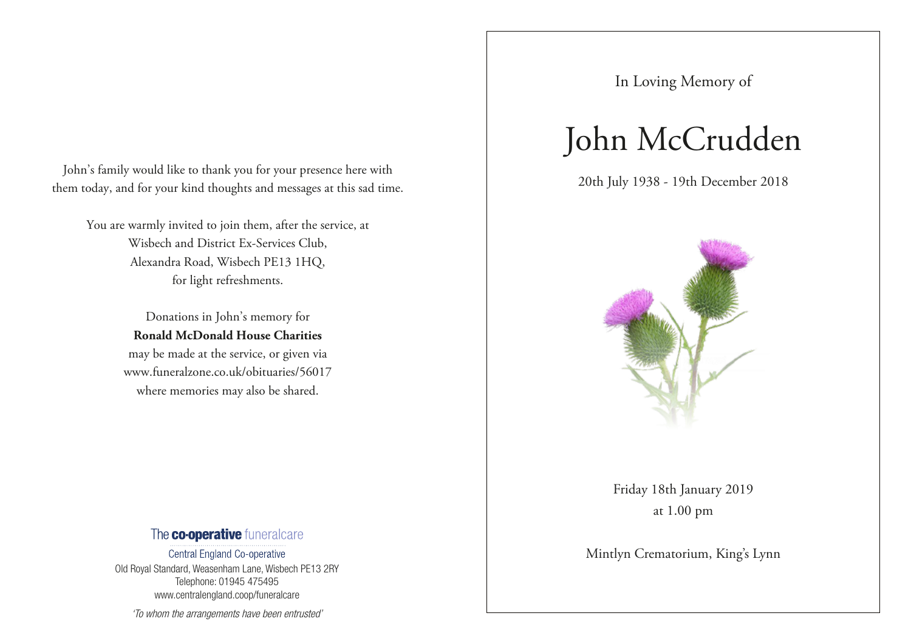John's family would like to thank you for your presence here with them today, and for your kind thoughts and messages at this sad time.

You are warmly invited to join them, after the service, at
Wisbech and District Ex-Services Club,
Alexandra Road, Wisbech PE13 1HQ,
for light refreshments.

Donations in John's memory for
**Ronald McDonald House Charities**
may be made at the service, or given via
www.funeralzone.co.uk/obituaries/56017
where memories may also be shared.

The **co-operative** funeralcare

Central England Co-operative
Old Royal Standard, Weasenham Lane, Wisbech PE13 2RY
Telephone: 01945 475495
www.centralengland.coop/funeralcare

*'To whom the arrangements have been entrusted'*

In Loving Memory of

# John McCrudden

20th July 1938 - 19th December 2018

Friday 18th January 2019
at 1.00 pm

Mintlyn Crematorium, King's Lynn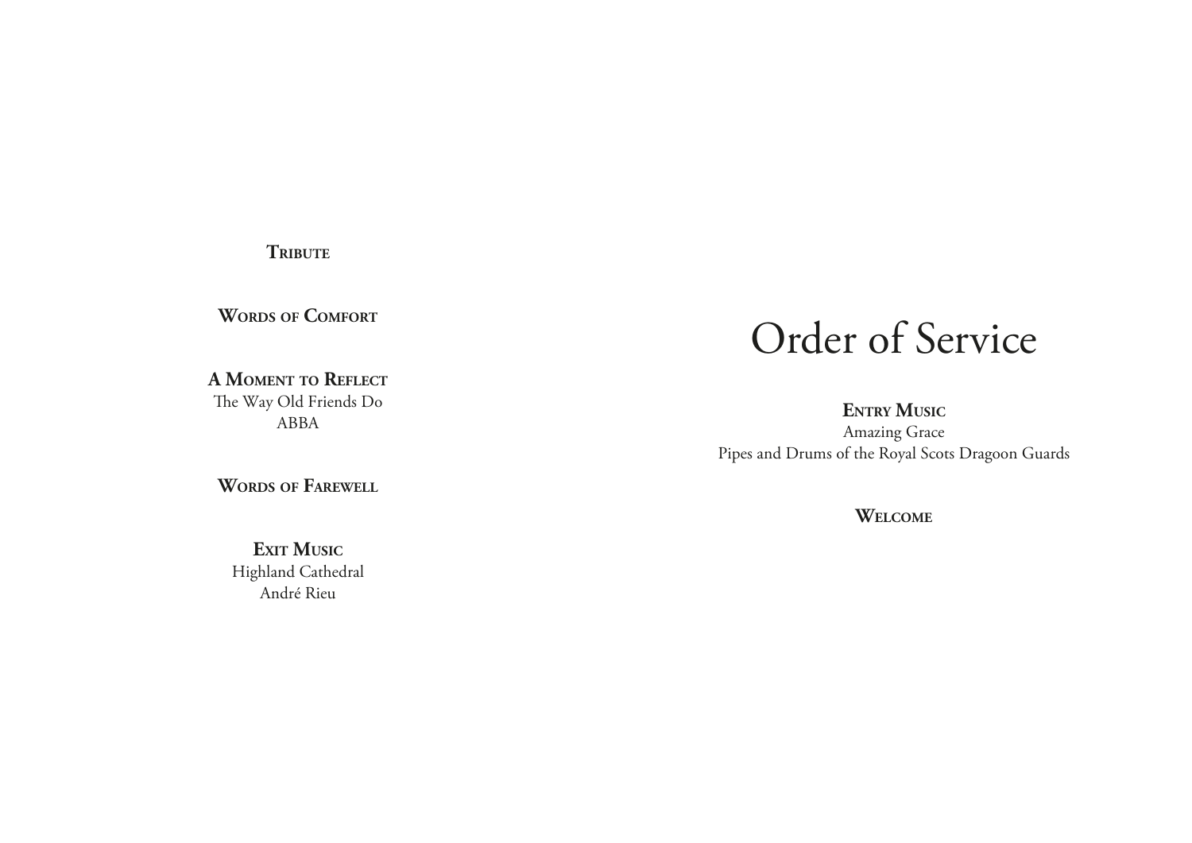# Order of Service

**Entry Music**
Amazing Grace
Pipes and Drums of the Royal Scots Dragoon Guards

**Welcome**

**Tribute**

**Words of Comfort**

**A Moment to Reflect**
The Way Old Friends Do
ABBA

**Words of Farewell**

**Exit Music**
Highland Cathedral
André Rieu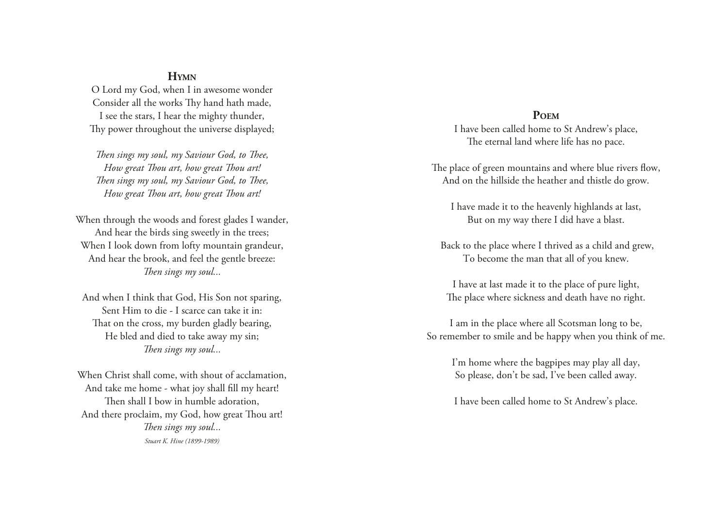## Hymn

O Lord my God, when I in awesome wonder
Consider all the works Thy hand hath made,
I see the stars, I hear the mighty thunder,
Thy power throughout the universe displayed;

*Then sings my soul, my Saviour God, to Thee,*
*How great Thou art, how great Thou art!*
*Then sings my soul, my Saviour God, to Thee,*
*How great Thou art, how great Thou art!*

When through the woods and forest glades I wander,
And hear the birds sing sweetly in the trees;
When I look down from lofty mountain grandeur,
And hear the brook, and feel the gentle breeze:
*Then sings my soul...*

And when I think that God, His Son not sparing,
Sent Him to die - I scarce can take it in:
That on the cross, my burden gladly bearing,
He bled and died to take away my sin;
*Then sings my soul...*

When Christ shall come, with shout of acclamation,
And take me home - what joy shall fill my heart!
Then shall I bow in humble adoration,
And there proclaim, my God, how great Thou art!
*Then sings my soul...*

*Stuart K. Hine (1899-1989)*

## Poem

I have been called home to St Andrew's place,
The eternal land where life has no pace.

The place of green mountains and where blue rivers flow,
And on the hillside the heather and thistle do grow.

I have made it to the heavenly highlands at last,
But on my way there I did have a blast.

Back to the place where I thrived as a child and grew,
To become the man that all of you knew.

I have at last made it to the place of pure light,
The place where sickness and death have no right.

I am in the place where all Scotsman long to be,
So remember to smile and be happy when you think of me.

I'm home where the bagpipes may play all day,
So please, don't be sad, I've been called away.

I have been called home to St Andrew's place.